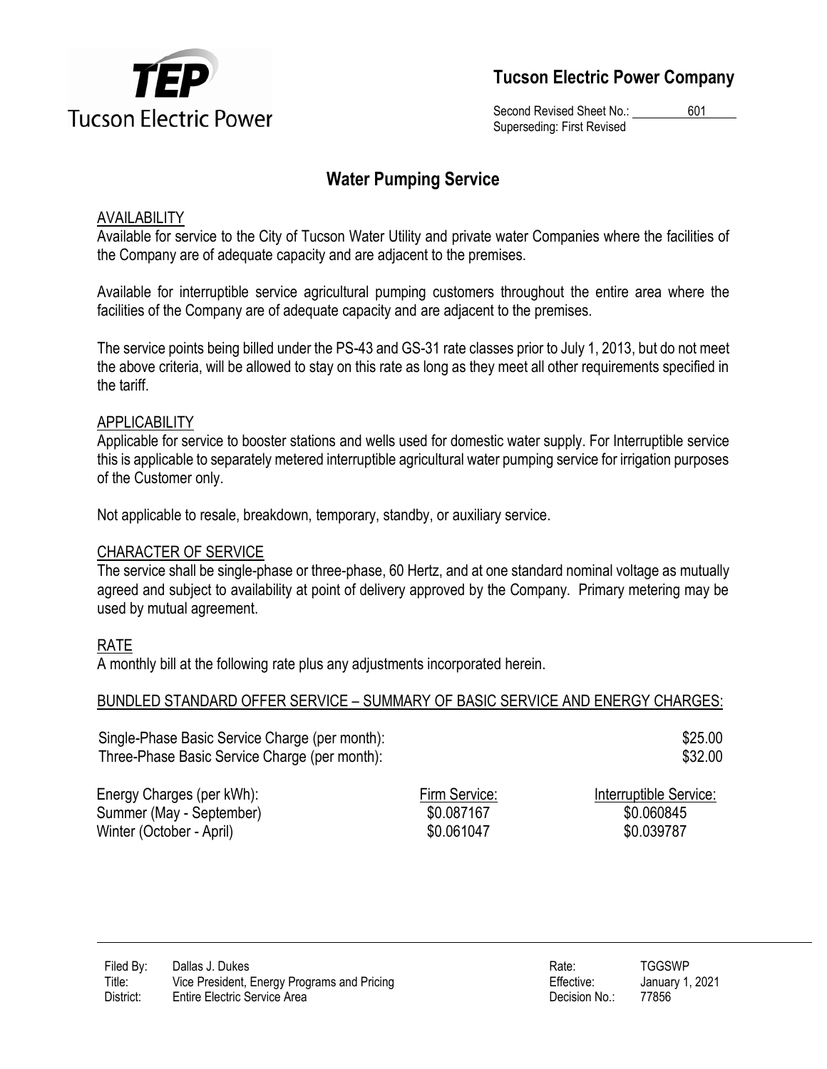# Tucson Electric Power Company

Second Revised Sheet No.: 601
Superseding: First Revised

## Water Pumping Service

### AVAILABILITY

Available for service to the City of Tucson Water Utility and private water Companies where the facilities of the Company are of adequate capacity and are adjacent to the premises.

Available for interruptible service agricultural pumping customers throughout the entire area where the facilities of the Company are of adequate capacity and are adjacent to the premises.

The service points being billed under the PS-43 and GS-31 rate classes prior to July 1, 2013, but do not meet the above criteria, will be allowed to stay on this rate as long as they meet all other requirements specified in the tariff.

### APPLICABILITY

Applicable for service to booster stations and wells used for domestic water supply. For Interruptible service this is applicable to separately metered interruptible agricultural water pumping service for irrigation purposes of the Customer only.

Not applicable to resale, breakdown, temporary, standby, or auxiliary service.

### CHARACTER OF SERVICE

The service shall be single-phase or three-phase, 60 Hertz, and at one standard nominal voltage as mutually agreed and subject to availability at point of delivery approved by the Company. Primary metering may be used by mutual agreement.

### RATE

A monthly bill at the following rate plus any adjustments incorporated herein.

### BUNDLED STANDARD OFFER SERVICE – SUMMARY OF BASIC SERVICE AND ENERGY CHARGES:

| | |
|---|---|
| Single-Phase Basic Service Charge (per month): | $25.00 |
| Three-Phase Basic Service Charge (per month): | $32.00 |

| Energy Charges (per kWh): | Firm Service: | Interruptible Service: |
|---|---|---|
| Summer (May - September) | $0.087167 | $0.060845 |
| Winter (October - April) | $0.061047 | $0.039787 |

Filed By: Dallas J. Dukes
Title: Vice President, Energy Programs and Pricing
District: Entire Electric Service Area

Rate: TGGSWP
Effective: January 1, 2021
Decision No.: 77856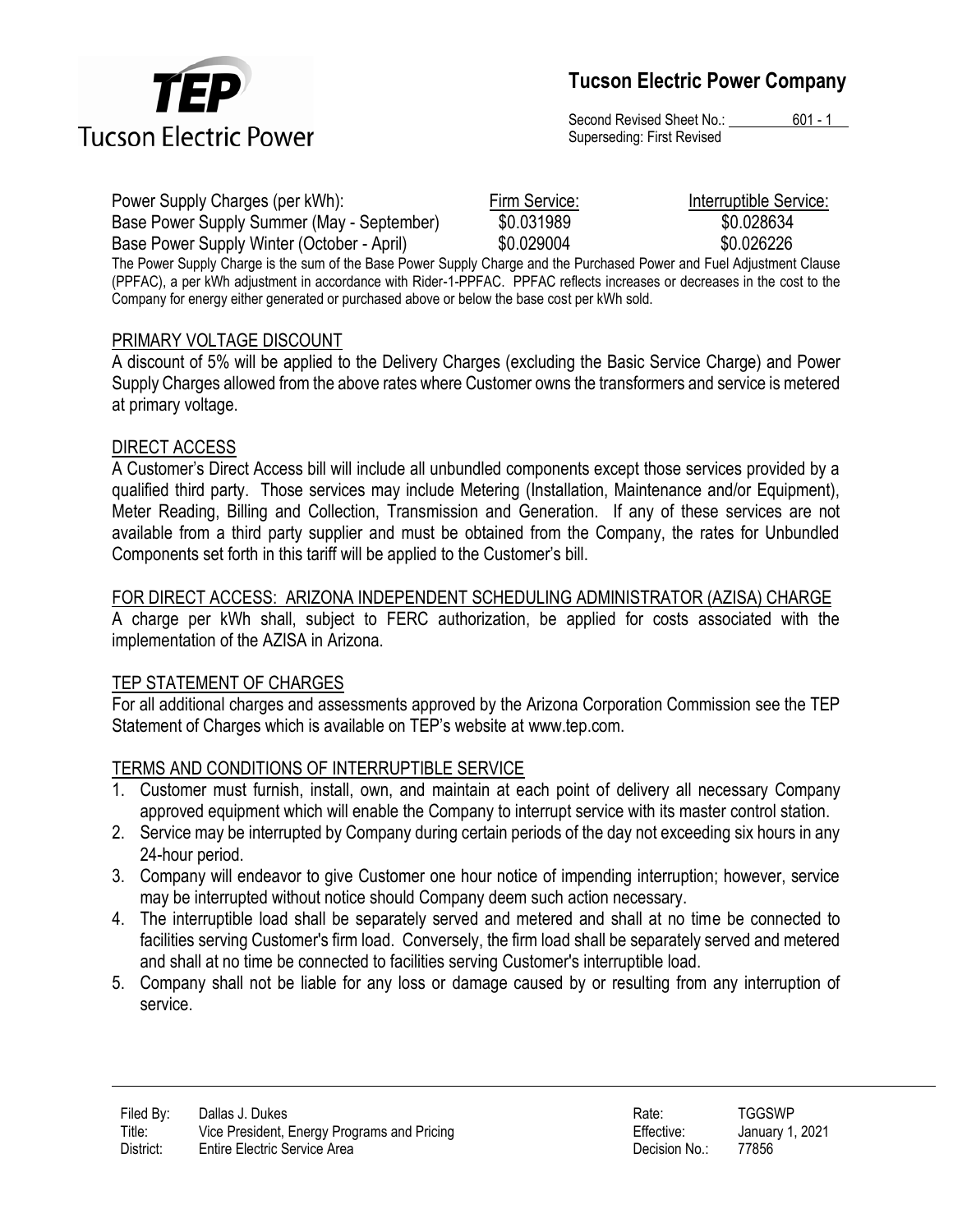| Power Supply Charges (per kWh): | Firm Service: | Interruptible Service: |
| --- | --- | --- |
| Base Power Supply Summer (May - September) | $0.031989 | $0.028634 |
| Base Power Supply Winter (October - April) | $0.029004 | $0.026226 |

The Power Supply Charge is the sum of the Base Power Supply Charge and the Purchased Power and Fuel Adjustment Clause (PPFAC), a per kWh adjustment in accordance with Rider-1-PPFAC. PPFAC reflects increases or decreases in the cost to the Company for energy either generated or purchased above or below the base cost per kWh sold.

## PRIMARY VOLTAGE DISCOUNT

A discount of 5% will be applied to the Delivery Charges (excluding the Basic Service Charge) and Power Supply Charges allowed from the above rates where Customer owns the transformers and service is metered at primary voltage.

## DIRECT ACCESS

A Customer's Direct Access bill will include all unbundled components except those services provided by a qualified third party. Those services may include Metering (Installation, Maintenance and/or Equipment), Meter Reading, Billing and Collection, Transmission and Generation. If any of these services are not available from a third party supplier and must be obtained from the Company, the rates for Unbundled Components set forth in this tariff will be applied to the Customer's bill.

## FOR DIRECT ACCESS: ARIZONA INDEPENDENT SCHEDULING ADMINISTRATOR (AZISA) CHARGE

A charge per kWh shall, subject to FERC authorization, be applied for costs associated with the implementation of the AZISA in Arizona.

## TEP STATEMENT OF CHARGES

For all additional charges and assessments approved by the Arizona Corporation Commission see the TEP Statement of Charges which is available on TEP's website at www.tep.com.

## TERMS AND CONDITIONS OF INTERRUPTIBLE SERVICE

1. Customer must furnish, install, own, and maintain at each point of delivery all necessary Company approved equipment which will enable the Company to interrupt service with its master control station.
2. Service may be interrupted by Company during certain periods of the day not exceeding six hours in any 24-hour period.
3. Company will endeavor to give Customer one hour notice of impending interruption; however, service may be interrupted without notice should Company deem such action necessary.
4. The interruptible load shall be separately served and metered and shall at no time be connected to facilities serving Customer's firm load. Conversely, the firm load shall be separately served and metered and shall at no time be connected to facilities serving Customer's interruptible load.
5. Company shall not be liable for any loss or damage caused by or resulting from any interruption of service.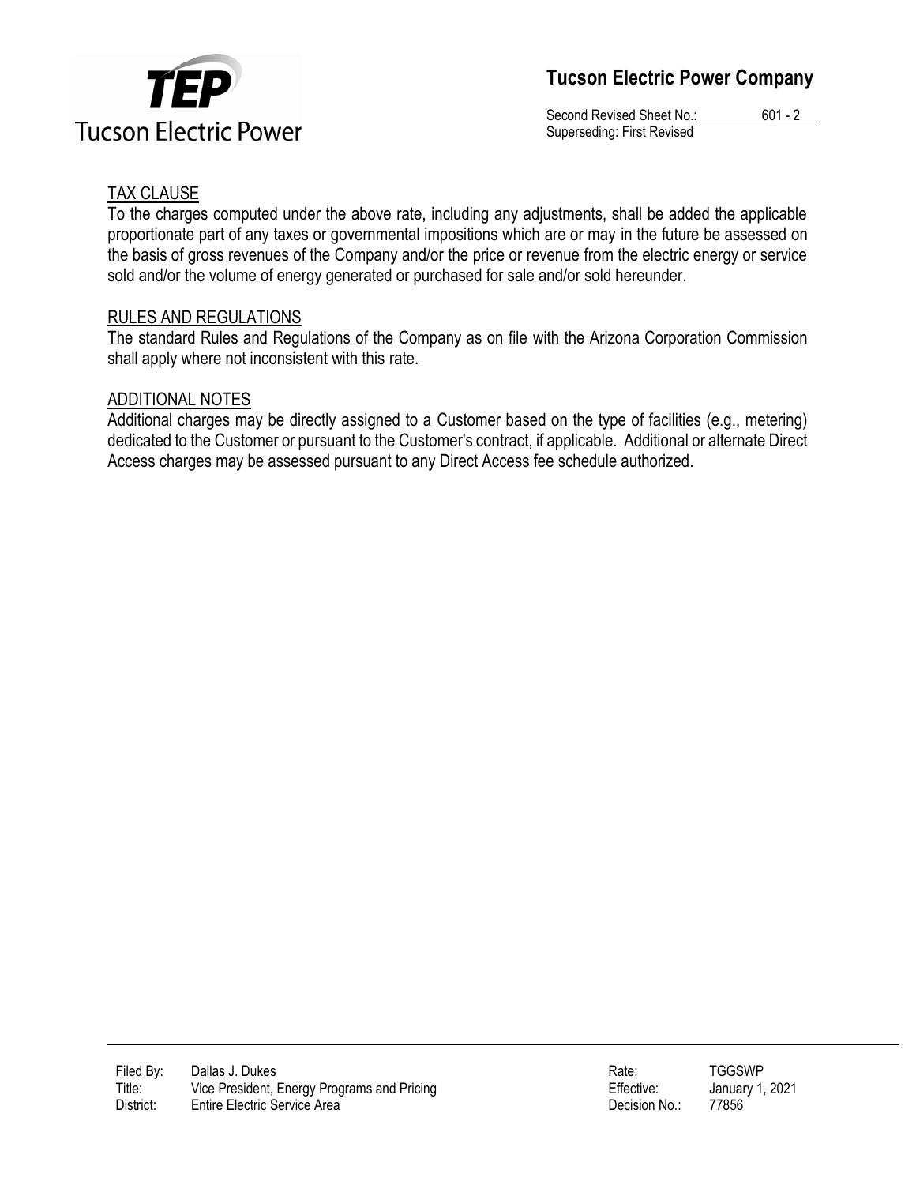## TAX CLAUSE

To the charges computed under the above rate, including any adjustments, shall be added the applicable proportionate part of any taxes or governmental impositions which are or may in the future be assessed on the basis of gross revenues of the Company and/or the price or revenue from the electric energy or service sold and/or the volume of energy generated or purchased for sale and/or sold hereunder.

## RULES AND REGULATIONS

The standard Rules and Regulations of the Company as on file with the Arizona Corporation Commission shall apply where not inconsistent with this rate.

## ADDITIONAL NOTES

Additional charges may be directly assigned to a Customer based on the type of facilities (e.g., metering) dedicated to the Customer or pursuant to the Customer's contract, if applicable. Additional or alternate Direct Access charges may be assessed pursuant to any Direct Access fee schedule authorized.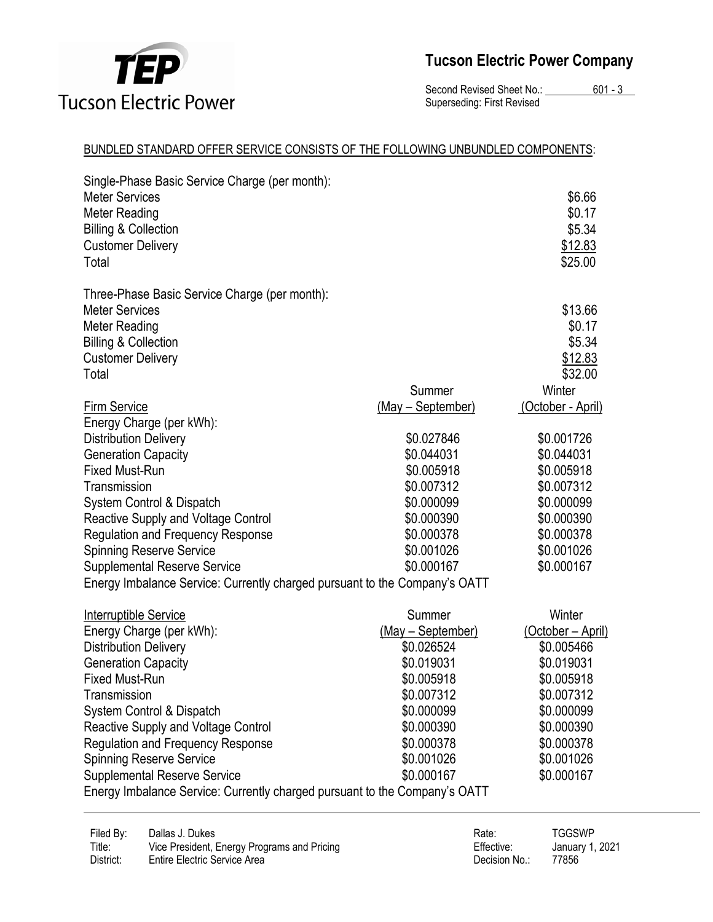Tucson Electric Power Company

Second Revised Sheet No.: 601 - 3
Superseding: First Revised

BUNDLED STANDARD OFFER SERVICE CONSISTS OF THE FOLLOWING UNBUNDLED COMPONENTS:

| Single-Phase Basic Service Charge (per month): | |
|---|---|
| Meter Services | $6.66 |
| Meter Reading | $0.17 |
| Billing & Collection | $5.34 |
| Customer Delivery | $12.83 |
| Total | $25.00 |

| Three-Phase Basic Service Charge (per month): | |
|---|---|
| Meter Services | $13.66 |
| Meter Reading | $0.17 |
| Billing & Collection | $5.34 |
| Customer Delivery | $12.83 |
| Total | $32.00 |

| Firm Service | Summer (May – September) | Winter (October - April) |
|---|---|---|
| Energy Charge (per kWh): | | |
| Distribution Delivery | $0.027846 | $0.001726 |
| Generation Capacity | $0.044031 | $0.044031 |
| Fixed Must-Run | $0.005918 | $0.005918 |
| Transmission | $0.007312 | $0.007312 |
| System Control & Dispatch | $0.000099 | $0.000099 |
| Reactive Supply and Voltage Control | $0.000390 | $0.000390 |
| Regulation and Frequency Response | $0.000378 | $0.000378 |
| Spinning Reserve Service | $0.001026 | $0.001026 |
| Supplemental Reserve Service | $0.000167 | $0.000167 |

Energy Imbalance Service: Currently charged pursuant to the Company's OATT

| Interruptible Service | Summer (May – September) | Winter (October – April) |
|---|---|---|
| Energy Charge (per kWh): | | |
| Distribution Delivery | $0.026524 | $0.005466 |
| Generation Capacity | $0.019031 | $0.019031 |
| Fixed Must-Run | $0.005918 | $0.005918 |
| Transmission | $0.007312 | $0.007312 |
| System Control & Dispatch | $0.000099 | $0.000099 |
| Reactive Supply and Voltage Control | $0.000390 | $0.000390 |
| Regulation and Frequency Response | $0.000378 | $0.000378 |
| Spinning Reserve Service | $0.001026 | $0.001026 |
| Supplemental Reserve Service | $0.000167 | $0.000167 |

Energy Imbalance Service: Currently charged pursuant to the Company's OATT

Filed By: Dallas J. Dukes
Title: Vice President, Energy Programs and Pricing
District: Entire Electric Service Area

Rate: TGGSWP
Effective: January 1, 2021
Decision No.: 77856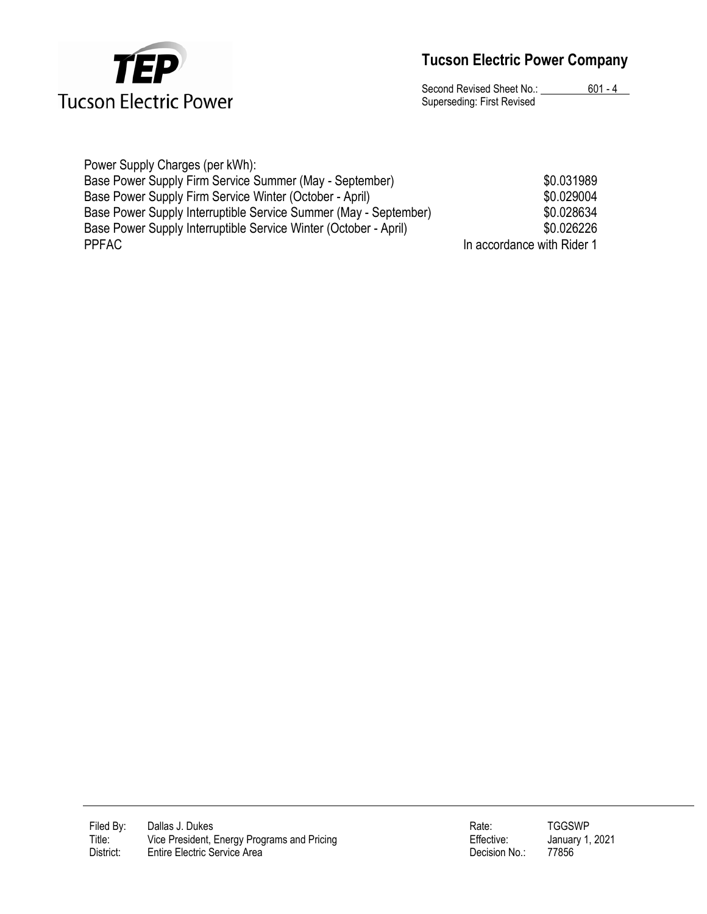Power Supply Charges (per kWh):

| | |
|---|---|
| Base Power Supply Firm Service Summer (May - September) | $0.031989 |
| Base Power Supply Firm Service Winter (October - April) | $0.029004 |
| Base Power Supply Interruptible Service Summer (May - September) | $0.028634 |
| Base Power Supply Interruptible Service Winter (October - April) | $0.026226 |
| PPFAC | In accordance with Rider 1 |